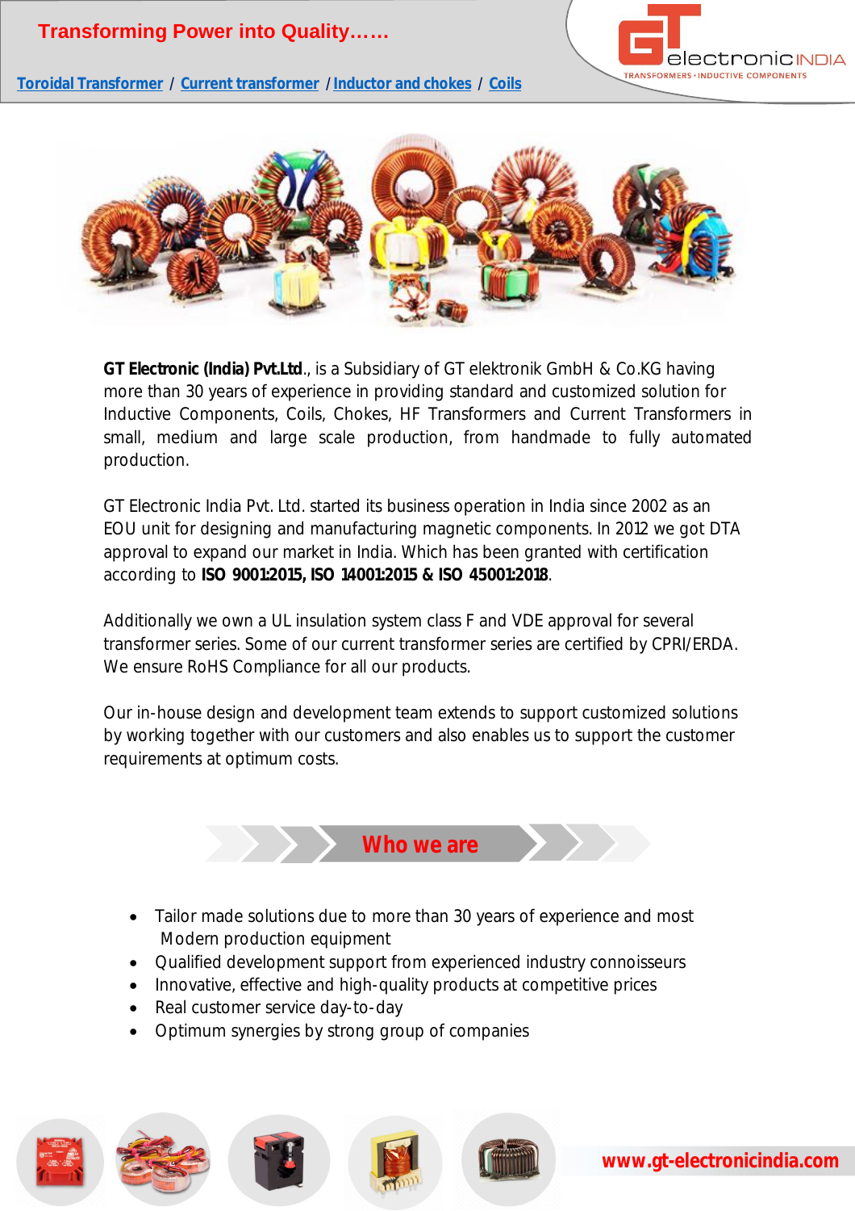Transforming Power into Quality……

Toroidal Transformer / Current transformer / Inductor and chokes / Coils

**GT Electronic (India) Pvt.Ltd**., is a Subsidiary of GT elektronik GmbH & Co.KG having more than 30 years of experience in providing standard and customized solution for Inductive Components, Coils, Chokes, HF Transformers and Current Transformers in small, medium and large scale production, from handmade to fully automated production.

GT Electronic India Pvt. Ltd. started its business operation in India since 2002 as an EOU unit for designing and manufacturing magnetic components. In 2012 we got DTA approval to expand our market in India. Which has been granted with certification according to **ISO 9001:2015, ISO 14001:2015 & ISO 45001:2018**.

Additionally we own a UL insulation system class F and VDE approval for several transformer series. Some of our current transformer series are certified by CPRI/ERDA. We ensure RoHS Compliance for all our products.

Our in-house design and development team extends to support customized solutions by working together with our customers and also enables us to support the customer requirements at optimum costs.

## Who we are

- Tailor made solutions due to more than 30 years of experience and most Modern production equipment
- Qualified development support from experienced industry connoisseurs
- Innovative, effective and high-quality products at competitive prices
- Real customer service day-to-day
- Optimum synergies by strong group of companies

www.gt-electronicindia.com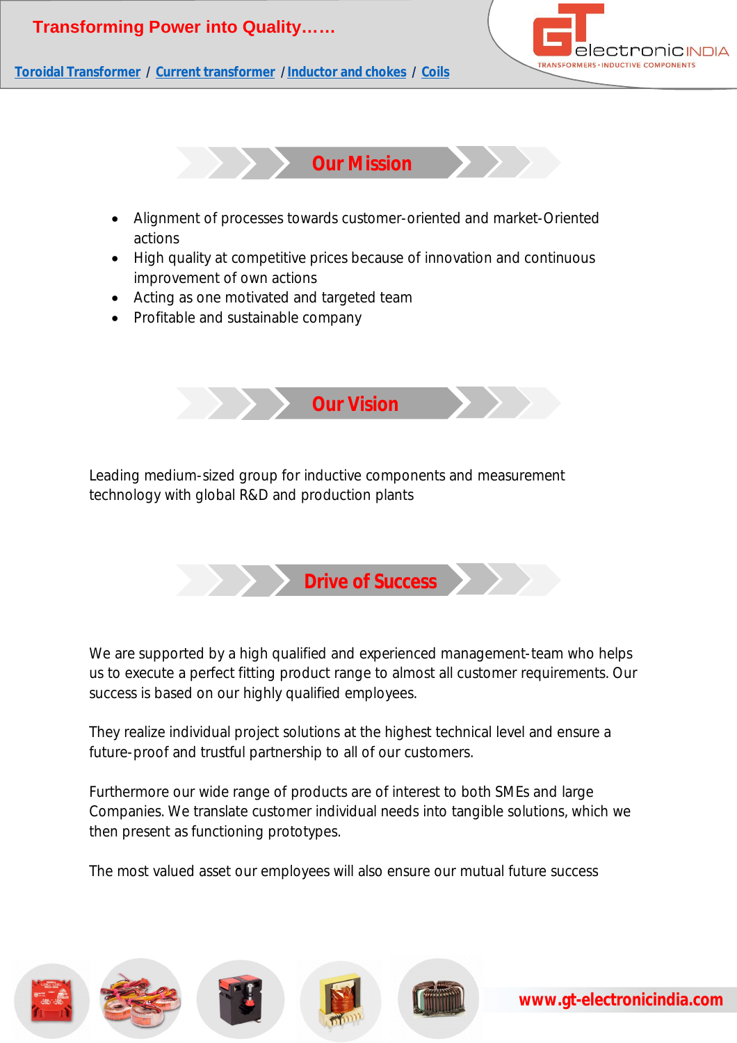## Our Mission

- Alignment of processes towards customer-oriented and market-Oriented actions
- High quality at competitive prices because of innovation and continuous improvement of own actions
- Acting as one motivated and targeted team
- Profitable and sustainable company

## Our Vision

Leading medium-sized group for inductive components and measurement technology with global R&D and production plants

## Drive of Success

We are supported by a high qualified and experienced management-team who helps us to execute a perfect fitting product range to almost all customer requirements. Our success is based on our highly qualified employees.

They realize individual project solutions at the highest technical level and ensure a future-proof and trustful partnership to all of our customers.

Furthermore our wide range of products are of interest to both SMEs and large Companies. We translate customer individual needs into tangible solutions, which we then present as functioning prototypes.

The most valued asset our employees will also ensure our mutual future success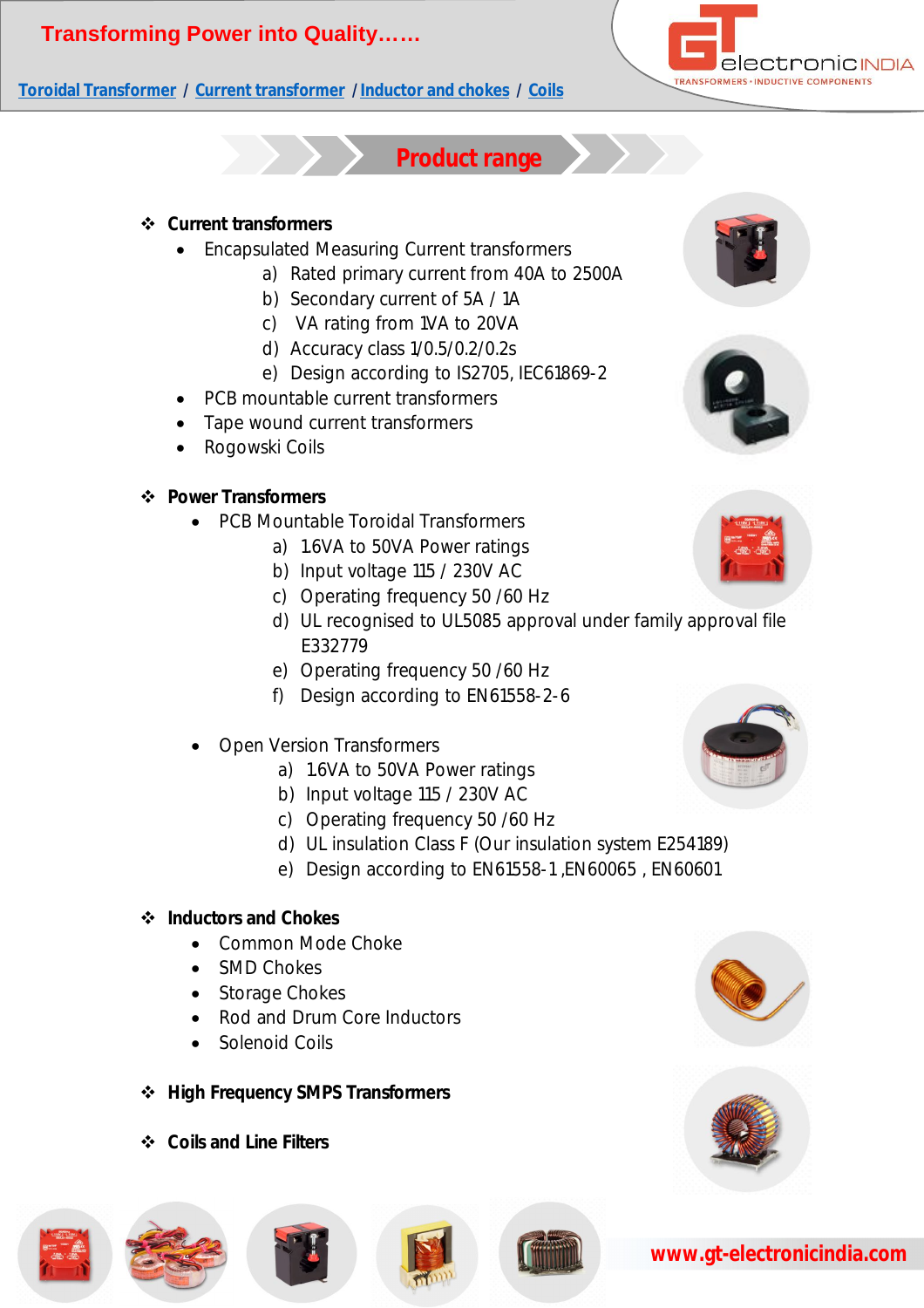**Transforming Power into Quality……**

Toroidal Transformer / Current transformer / Inductor and chokes / Coils

## Product range

❖ **Current transformers**

- Encapsulated Measuring Current transformers
  - a) Rated primary current from 40A to 2500A
  - b) Secondary current of 5A / 1A
  - c) VA rating from 1VA to 20VA
  - d) Accuracy class 1/0.5/0.2/0.2s
  - e) Design according to IS2705, IEC61869-2
- PCB mountable current transformers
- Tape wound current transformers
- Rogowski Coils

❖ **Power Transformers**

- PCB Mountable Toroidal Transformers
  - a) 1.6VA to 50VA Power ratings
  - b) Input voltage 115 / 230V AC
  - c) Operating frequency 50 /60 Hz
  - d) UL recognised to UL5085 approval under family approval file E332779
  - e) Operating frequency 50 /60 Hz
  - f) Design according to EN61558-2-6
- Open Version Transformers
  - a) 1.6VA to 50VA Power ratings
  - b) Input voltage 115 / 230V AC
  - c) Operating frequency 50 /60 Hz
  - d) UL insulation Class F (Our insulation system E254189)
  - e) Design according to EN61558-1 ,EN60065 , EN60601

❖ **Inductors and Chokes**

- Common Mode Choke
- SMD Chokes
- Storage Chokes
- Rod and Drum Core Inductors
- Solenoid Coils

❖ **High Frequency SMPS Transformers**

❖ **Coils and Line Filters**

www.gt-electronicindia.com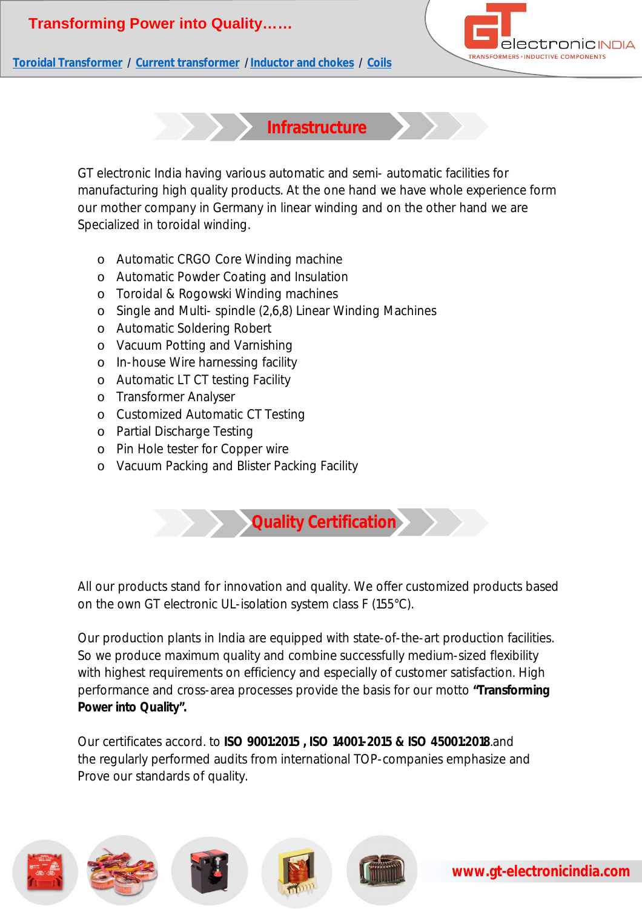## Infrastructure

GT electronic India having various automatic and semi- automatic facilities for manufacturing high quality products. At the one hand we have whole experience form our mother company in Germany in linear winding and on the other hand we are Specialized in toroidal winding.

- Automatic CRGO Core Winding machine
- Automatic Powder Coating and Insulation
- Toroidal & Rogowski Winding machines
- Single and Multi- spindle (2,6,8) Linear Winding Machines
- Automatic Soldering Robert
- Vacuum Potting and Varnishing
- In-house Wire harnessing facility
- Automatic LT CT testing Facility
- Transformer Analyser
- Customized Automatic CT Testing
- Partial Discharge Testing
- Pin Hole tester for Copper wire
- Vacuum Packing and Blister Packing Facility

## Quality Certification

All our products stand for innovation and quality. We offer customized products based on the own GT electronic UL-isolation system class F (155°C).

Our production plants in India are equipped with state-of-the-art production facilities. So we produce maximum quality and combine successfully medium-sized flexibility with highest requirements on efficiency and especially of customer satisfaction. High performance and cross-area processes provide the basis for our motto **"Transforming Power into Quality".**

Our certificates accord. to **ISO 9001:2015 , ISO 14001-2015 & ISO 45001:2018**.and the regularly performed audits from international TOP-companies emphasize and Prove our standards of quality.

www.gt-electronicindia.com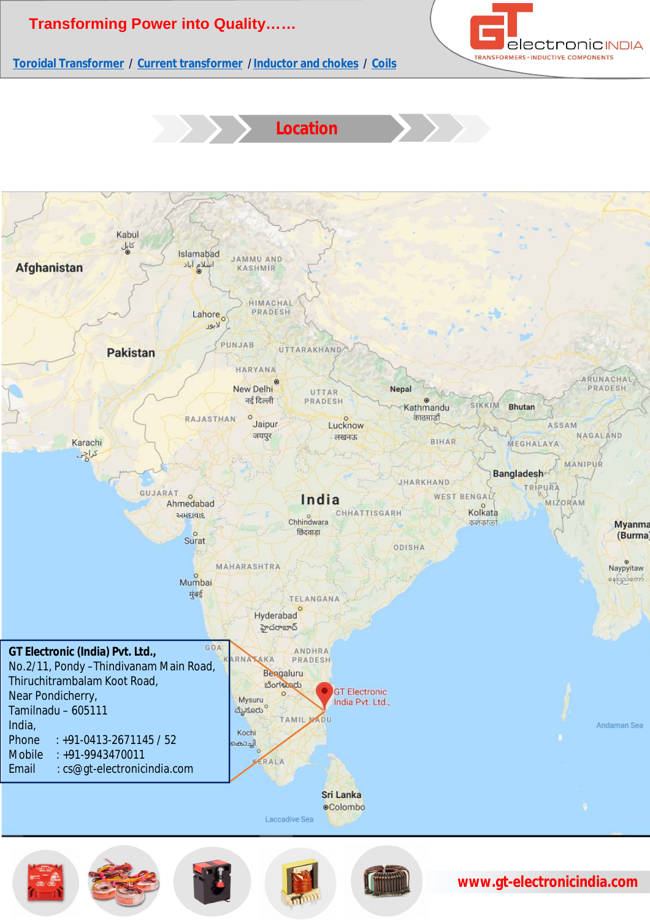Transforming Power into Quality……

Toroidal Transformer / Current transformer / Inductor and chokes / Coils

## Location

**GT Electronic (India) Pvt. Ltd.,**
No.2/11, Pondy –Thindivanam Main Road,
Thiruchitrambalam Koot Road,
Near Pondicherry,
Tamilnadu – 605111
India,
Phone : +91-0413-2671145 / 52
Mobile : +91-9943470011
Email : cs@gt-electronicindia.com

www.gt-electronicindia.com